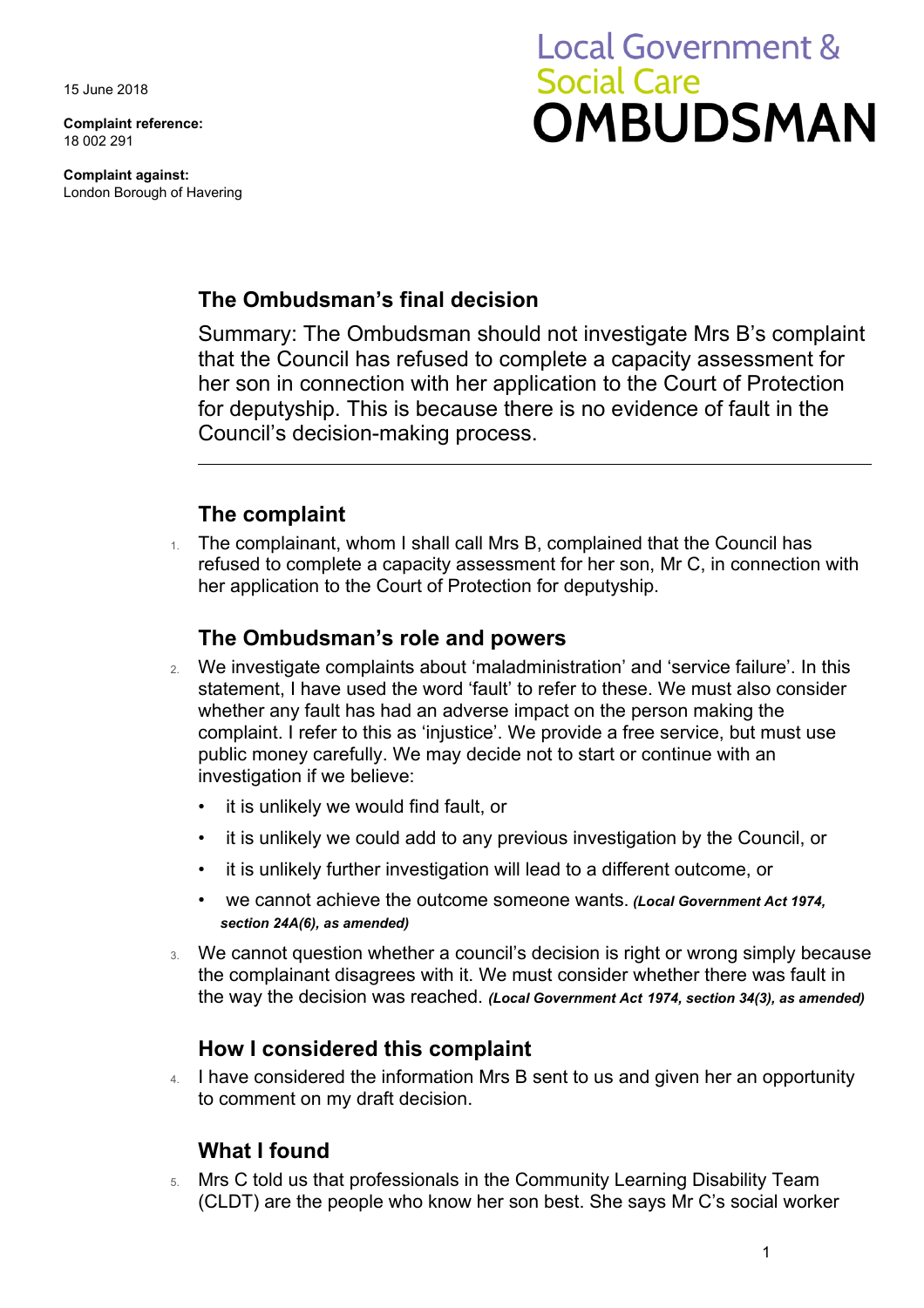15 June 2018

**Complaint reference:**
18 002 291

**Complaint against:**
London Borough of Havering

Local Government & Social Care OMBUDSMAN

## The Ombudsman's final decision

Summary: The Ombudsman should not investigate Mrs B's complaint that the Council has refused to complete a capacity assessment for her son in connection with her application to the Court of Protection for deputyship. This is because there is no evidence of fault in the Council's decision-making process.

---

## The complaint

1. The complainant, whom I shall call Mrs B, complained that the Council has refused to complete a capacity assessment for her son, Mr C, in connection with her application to the Court of Protection for deputyship.

## The Ombudsman's role and powers

2. We investigate complaints about 'maladministration' and 'service failure'. In this statement, I have used the word 'fault' to refer to these. We must also consider whether any fault has had an adverse impact on the person making the complaint. I refer to this as 'injustice'. We provide a free service, but must use public money carefully. We may decide not to start or continue with an investigation if we believe:
   - it is unlikely we would find fault, or
   - it is unlikely we could add to any previous investigation by the Council, or
   - it is unlikely further investigation will lead to a different outcome, or
   - we cannot achieve the outcome someone wants. ***(Local Government Act 1974, section 24A(6), as amended)***

3. We cannot question whether a council's decision is right or wrong simply because the complainant disagrees with it. We must consider whether there was fault in the way the decision was reached. ***(Local Government Act 1974, section 34(3), as amended)***

## How I considered this complaint

4. I have considered the information Mrs B sent to us and given her an opportunity to comment on my draft decision.

## What I found

5. Mrs C told us that professionals in the Community Learning Disability Team (CLDT) are the people who know her son best. She says Mr C's social worker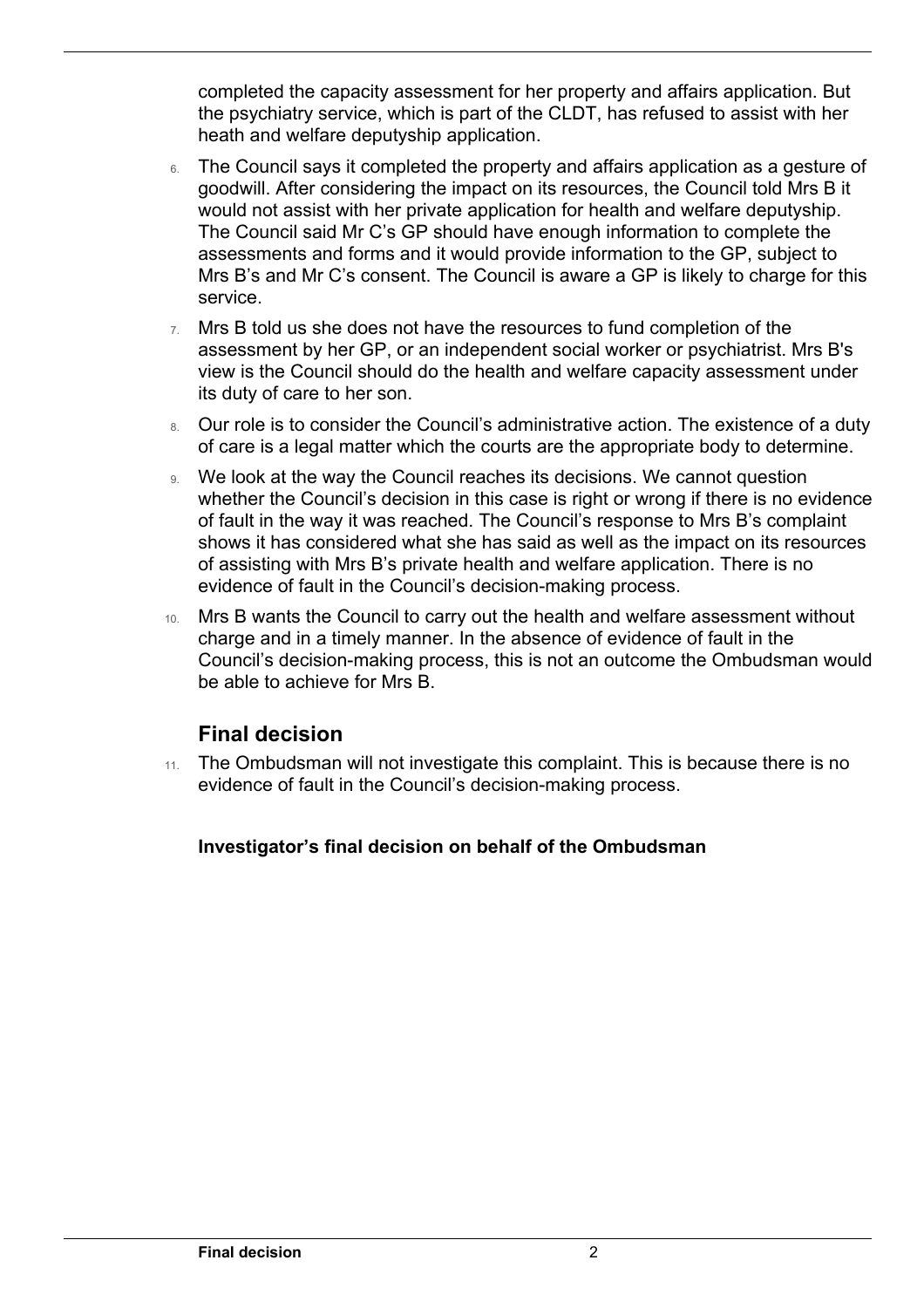completed the capacity assessment for her property and affairs application. But the psychiatry service, which is part of the CLDT, has refused to assist with her heath and welfare deputyship application.

6. The Council says it completed the property and affairs application as a gesture of goodwill. After considering the impact on its resources, the Council told Mrs B it would not assist with her private application for health and welfare deputyship. The Council said Mr C's GP should have enough information to complete the assessments and forms and it would provide information to the GP, subject to Mrs B's and Mr C's consent. The Council is aware a GP is likely to charge for this service.

7. Mrs B told us she does not have the resources to fund completion of the assessment by her GP, or an independent social worker or psychiatrist. Mrs B's view is the Council should do the health and welfare capacity assessment under its duty of care to her son.

8. Our role is to consider the Council's administrative action. The existence of a duty of care is a legal matter which the courts are the appropriate body to determine.

9. We look at the way the Council reaches its decisions. We cannot question whether the Council's decision in this case is right or wrong if there is no evidence of fault in the way it was reached. The Council's response to Mrs B's complaint shows it has considered what she has said as well as the impact on its resources of assisting with Mrs B's private health and welfare application. There is no evidence of fault in the Council's decision-making process.

10. Mrs B wants the Council to carry out the health and welfare assessment without charge and in a timely manner. In the absence of evidence of fault in the Council's decision-making process, this is not an outcome the Ombudsman would be able to achieve for Mrs B.

## Final decision

11. The Ombudsman will not investigate this complaint. This is because there is no evidence of fault in the Council's decision-making process.

**Investigator's final decision on behalf of the Ombudsman**